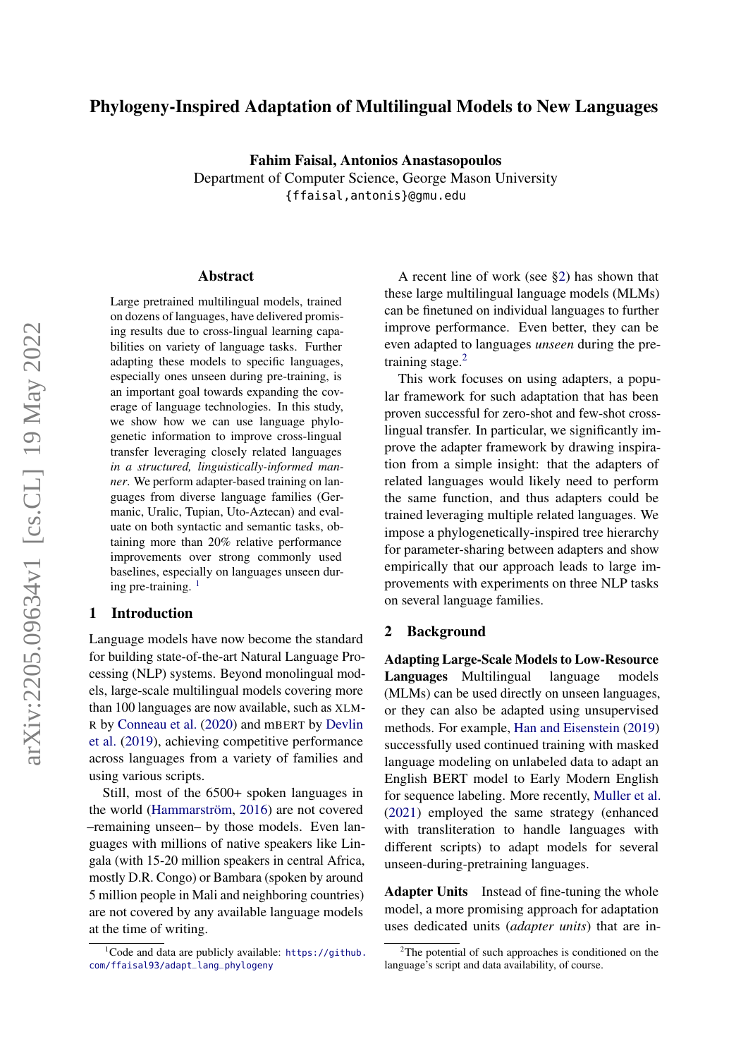# Phylogeny-Inspired Adaptation of Multilingual Models to New Languages

**Fahim Faisal, Antonios Anastasopoulos**
Department of Computer Science, George Mason University
{ffaisal,antonis}@gmu.edu

## Abstract

Large pretrained multilingual models, trained on dozens of languages, have delivered promising results due to cross-lingual learning capabilities on variety of language tasks. Further adapting these models to specific languages, especially ones unseen during pre-training, is an important goal towards expanding the coverage of language technologies. In this study, we show how we can use language phylogenetic information to improve cross-lingual transfer leveraging closely related languages *in a structured, linguistically-informed manner*. We perform adapter-based training on languages from diverse language families (Germanic, Uralic, Tupian, Uto-Aztecan) and evaluate on both syntactic and semantic tasks, obtaining more than 20% relative performance improvements over strong commonly used baselines, especially on languages unseen during pre-training. [1]

## 1 Introduction

Language models have now become the standard for building state-of-the-art Natural Language Processing (NLP) systems. Beyond monolingual models, large-scale multilingual models covering more than 100 languages are now available, such as XLM-R by Conneau et al. (2020) and MBERT by Devlin et al. (2019), achieving competitive performance across languages from a variety of families and using various scripts.

Still, most of the 6500+ spoken languages in the world (Hammarström, 2016) are not covered –remaining unseen– by those models. Even languages with millions of native speakers like Lingala (with 15-20 million speakers in central Africa, mostly D.R. Congo) or Bambara (spoken by around 5 million people in Mali and neighboring countries) are not covered by any available language models at the time of writing.

A recent line of work (see §2) has shown that these large multilingual language models (MLMs) can be finetuned on individual languages to further improve performance. Even better, they can be even adapted to languages *unseen* during the pre-training stage.[2]

This work focuses on using adapters, a popular framework for such adaptation that has been proven successful for zero-shot and few-shot cross-lingual transfer. In particular, we significantly improve the adapter framework by drawing inspiration from a simple insight: that the adapters of related languages would likely need to perform the same function, and thus adapters could be trained leveraging multiple related languages. We impose a phylogenetically-inspired tree hierarchy for parameter-sharing between adapters and show empirically that our approach leads to large improvements with experiments on three NLP tasks on several language families.

## 2 Background

**Adapting Large-Scale Models to Low-Resource Languages** Multilingual language models (MLMs) can be used directly on unseen languages, or they can also be adapted using unsupervised methods. For example, Han and Eisenstein (2019) successfully used continued training with masked language modeling on unlabeled data to adapt an English BERT model to Early Modern English for sequence labeling. More recently, Muller et al. (2021) employed the same strategy (enhanced with transliteration to handle languages with different scripts) to adapt models for several unseen-during-pretraining languages.

**Adapter Units** Instead of fine-tuning the whole model, a more promising approach for adaptation uses dedicated units (*adapter units*) that are in-

[1] Code and data are publicly available: https://github.com/ffaisal93/adapt_lang_phylogeny

[2] The potential of such approaches is conditioned on the language's script and data availability, of course.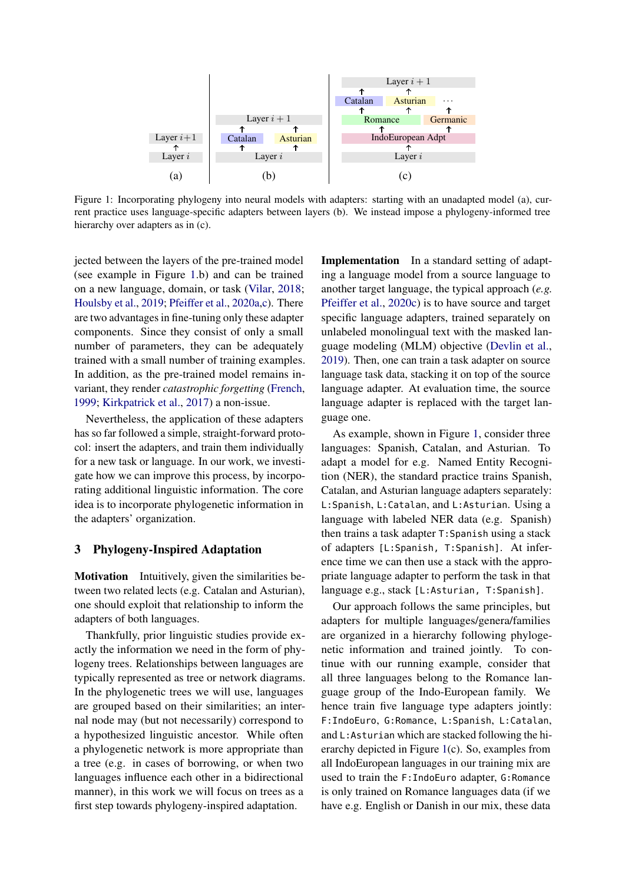Figure 1: Incorporating phylogeny into neural models with adapters: starting with an unadapted model (a), current practice uses language-specific adapters between layers (b). We instead impose a phylogeny-informed tree hierarchy over adapters as in (c).

jected between the layers of the pre-trained model (see example in Figure 1.b) and can be trained on a new language, domain, or task (Vilar, 2018; Houlsby et al., 2019; Pfeiffer et al., 2020a,c). There are two advantages in fine-tuning only these adapter components. Since they consist of only a small number of parameters, they can be adequately trained with a small number of training examples. In addition, as the pre-trained model remains invariant, they render *catastrophic forgetting* (French, 1999; Kirkpatrick et al., 2017) a non-issue.

Nevertheless, the application of these adapters has so far followed a simple, straight-forward protocol: insert the adapters, and train them individually for a new task or language. In our work, we investigate how we can improve this process, by incorporating additional linguistic information. The core idea is to incorporate phylogenetic information in the adapters' organization.

## 3 Phylogeny-Inspired Adaptation

**Motivation** Intuitively, given the similarities between two related lects (e.g. Catalan and Asturian), one should exploit that relationship to inform the adapters of both languages.

Thankfully, prior linguistic studies provide exactly the information we need in the form of phylogeny trees. Relationships between languages are typically represented as tree or network diagrams. In the phylogenetic trees we will use, languages are grouped based on their similarities; an internal node may (but not necessarily) correspond to a hypothesized linguistic ancestor. While often a phylogenetic network is more appropriate than a tree (e.g. in cases of borrowing, or when two languages influence each other in a bidirectional manner), in this work we will focus on trees as a first step towards phylogeny-inspired adaptation.

**Implementation** In a standard setting of adapting a language model from a source language to another target language, the typical approach (*e.g.* Pfeiffer et al., 2020c) is to have source and target specific language adapters, trained separately on unlabeled monolingual text with the masked language modeling (MLM) objective (Devlin et al., 2019). Then, one can train a task adapter on source language task data, stacking it on top of the source language adapter. At evaluation time, the source language adapter is replaced with the target language one.

As example, shown in Figure 1, consider three languages: Spanish, Catalan, and Asturian. To adapt a model for e.g. Named Entity Recognition (NER), the standard practice trains Spanish, Catalan, and Asturian language adapters separately: `L:Spanish`, `L:Catalan`, and `L:Asturian`. Using a language with labeled NER data (e.g. Spanish) then trains a task adapter `T:Spanish` using a stack of adapters `[L:Spanish, T:Spanish]`. At inference time we can then use a stack with the appropriate language adapter to perform the task in that language e.g., stack `[L:Asturian, T:Spanish]`.

Our approach follows the same principles, but adapters for multiple languages/genera/families are organized in a hierarchy following phylogenetic information and trained jointly. To continue with our running example, consider that all three languages belong to the Romance language group of the Indo-European family. We hence train five language type adapters jointly: `F:IndoEuro`, `G:Romance`, `L:Spanish`, `L:Catalan`, and `L:Asturian` which are stacked following the hierarchy depicted in Figure 1(c). So, examples from all IndoEuropean languages in our training mix are used to train the `F:IndoEuro` adapter, `G:Romance` is only trained on Romance languages data (if we have e.g. English or Danish in our mix, these data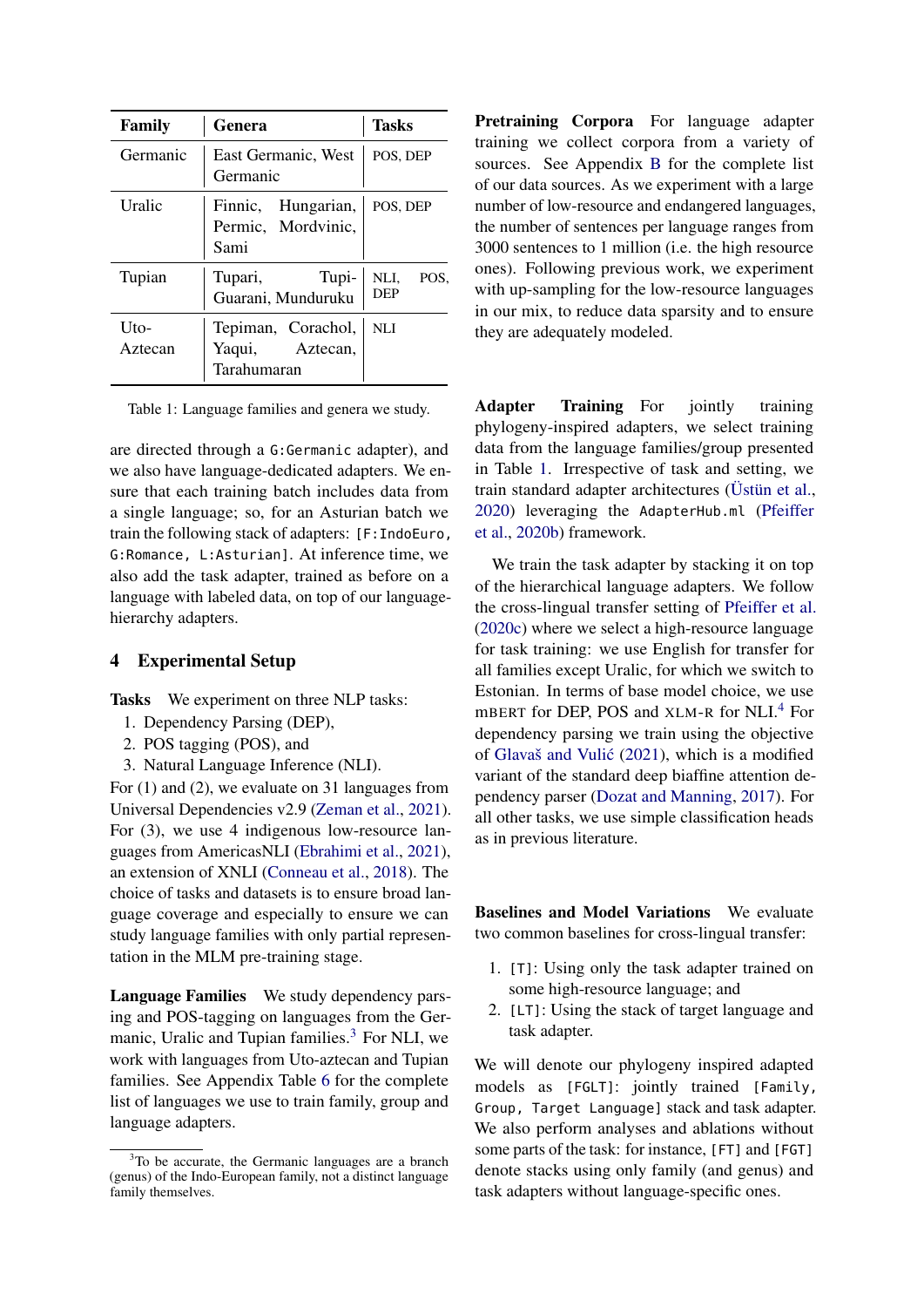| Family | Genera | Tasks |
|---|---|---|
| Germanic | East Germanic, West Germanic | POS, DEP |
| Uralic | Finnic, Hungarian, Permic, Mordvinic, Sami | POS, DEP |
| Tupian | Tupari, Tupi-Guarani, Munduruku | NLI, POS, DEP |
| Uto-Aztecan | Tepiman, Corachol, Yaqui, Aztecan, Tarahumaran | NLI |

Table 1: Language families and genera we study.

are directed through a `G:Germanic` adapter), and we also have language-dedicated adapters. We ensure that each training batch includes data from a single language; so, for an Asturian batch we train the following stack of adapters: `[F:IndoEuro, G:Romance, L:Asturian]`. At inference time, we also add the task adapter, trained as before on a language with labeled data, on top of our language-hierarchy adapters.

## 4 Experimental Setup

**Tasks** We experiment on three NLP tasks:

1. Dependency Parsing (DEP),
2. POS tagging (POS), and
3. Natural Language Inference (NLI).

For (1) and (2), we evaluate on 31 languages from Universal Dependencies v2.9 (Zeman et al., 2021). For (3), we use 4 indigenous low-resource languages from AmericasNLI (Ebrahimi et al., 2021), an extension of XNLI (Conneau et al., 2018). The choice of tasks and datasets is to ensure broad language coverage and especially to ensure we can study language families with only partial representation in the MLM pre-training stage.

**Language Families** We study dependency parsing and POS-tagging on languages from the Germanic, Uralic and Tupian families.[3] For NLI, we work with languages from Uto-aztecan and Tupian families. See Appendix Table 6 for the complete list of languages we use to train family, group and language adapters.

[3] To be accurate, the Germanic languages are a branch (genus) of the Indo-European family, not a distinct language family themselves.

**Pretraining Corpora** For language adapter training we collect corpora from a variety of sources. See Appendix B for the complete list of our data sources. As we experiment with a large number of low-resource and endangered languages, the number of sentences per language ranges from 3000 sentences to 1 million (i.e. the high resource ones). Following previous work, we experiment with up-sampling for the low-resource languages in our mix, to reduce data sparsity and to ensure they are adequately modeled.

**Adapter Training** For jointly training phylogeny-inspired adapters, we select training data from the language families/group presented in Table 1. Irrespective of task and setting, we train standard adapter architectures (Üstün et al., 2020) leveraging the `AdapterHub.ml` (Pfeiffer et al., 2020b) framework.

We train the task adapter by stacking it on top of the hierarchical language adapters. We follow the cross-lingual transfer setting of Pfeiffer et al. (2020c) where we select a high-resource language for task training: we use English for transfer for all families except Uralic, for which we switch to Estonian. In terms of base model choice, we use MBERT for DEP, POS and XLM-R for NLI.[4] For dependency parsing we train using the objective of Glavaš and Vulić (2021), which is a modified variant of the standard deep biaffine attention dependency parser (Dozat and Manning, 2017). For all other tasks, we use simple classification heads as in previous literature.

**Baselines and Model Variations** We evaluate two common baselines for cross-lingual transfer:

1. `[T]`: Using only the task adapter trained on some high-resource language; and
2. `[LT]`: Using the stack of target language and task adapter.

We will denote our phylogeny inspired adapted models as `[FGLT]`: jointly trained `[Family, Group, Target Language]` stack and task adapter. We also perform analyses and ablations without some parts of the task: for instance, `[FT]` and `[FGT]` denote stacks using only family (and genus) and task adapters without language-specific ones.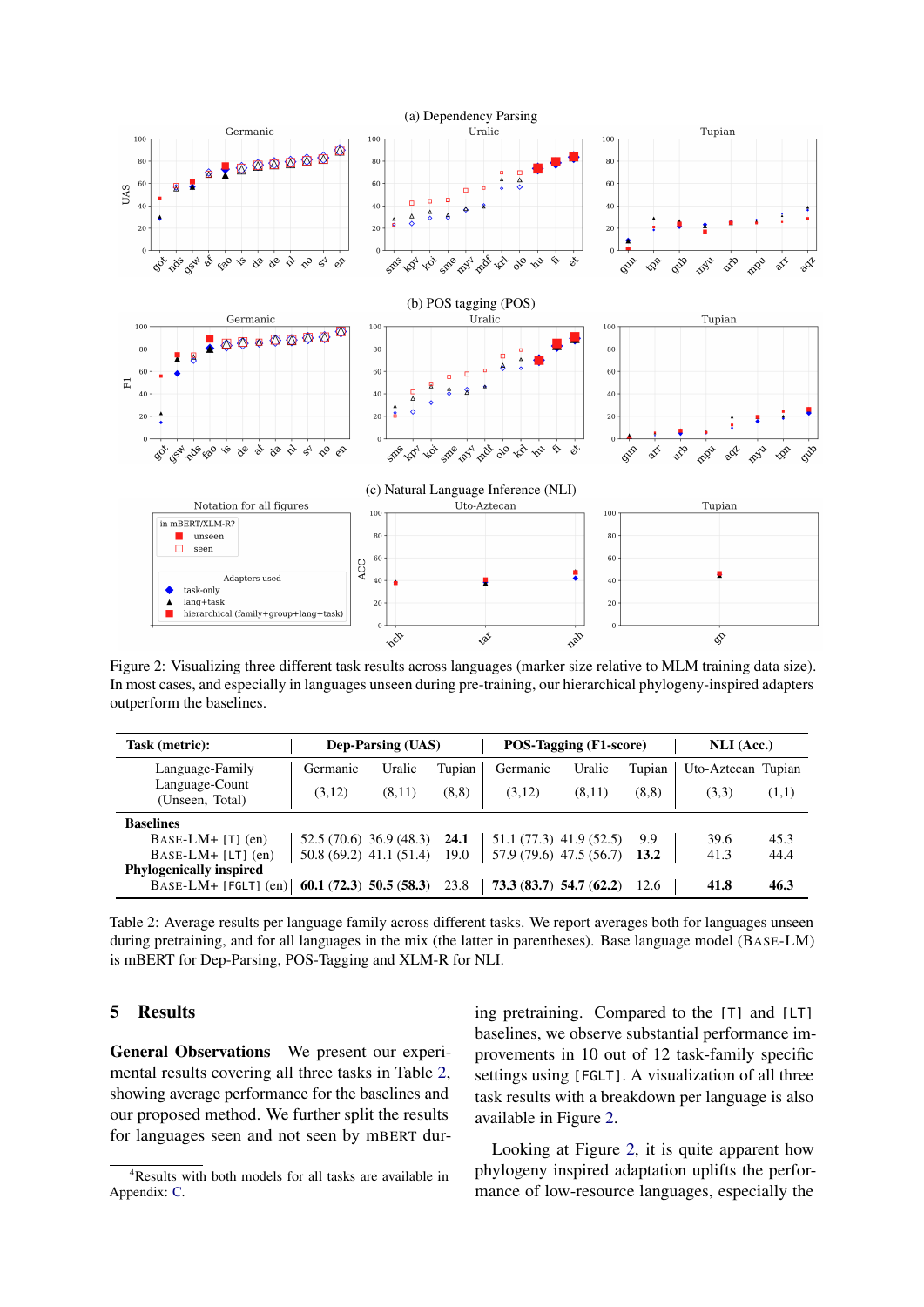Figure 2: Visualizing three different task results across languages (marker size relative to MLM training data size). In most cases, and especially in languages unseen during pre-training, our hierarchical phylogeny-inspired adapters outperform the baselines.

| Task (metric): | Dep-Parsing (UAS) | | | POS-Tagging (F1-score) | | | NLI (Acc.) | |
|---|---|---|---|---|---|---|---|---|
| Language-Family | Germanic | Uralic | Tupian | Germanic | Uralic | Tupian | Uto-Aztecan | Tupian |
| Language-Count (Unseen, Total) | (3,12) | (8,11) | (8,8) | (3,12) | (8,11) | (8,8) | (3,3) | (1,1) |
| **Baselines** | | | | | | | | |
| BASE-LM+ [T] (en) | 52.5 (70.6) | 36.9 (48.3) | **24.1** | 51.1 (77.3) | 41.9 (52.5) | 9.9 | 39.6 | 45.3 |
| BASE-LM+ [LT] (en) | 50.8 (69.2) | 41.1 (51.4) | 19.0 | 57.9 (79.6) | 47.5 (56.7) | **13.2** | 41.3 | 44.4 |
| **Phylogenically inspired** | | | | | | | | |
| BASE-LM+ [FGLT] (en) | **60.1** (**72.3**) | **50.5** (**58.3**) | 23.8 | **73.3** (**83.7**) | **54.7** (**62.2**) | 12.6 | **41.8** | **46.3** |

Table 2: Average results per language family across different tasks. We report averages both for languages unseen during pretraining, and for all languages in the mix (the latter in parentheses). Base language model (BASE-LM) is mBERT for Dep-Parsing, POS-Tagging and XLM-R for NLI.

## 5 Results

**General Observations** We present our experimental results covering all three tasks in Table 2, showing average performance for the baselines and our proposed method. We further split the results for languages seen and not seen by mBERT during pretraining. Compared to the [T] and [LT] baselines, we observe substantial performance improvements in 10 out of 12 task-family specific settings using [FGLT]. A visualization of all three task results with a breakdown per language is also available in Figure 2.

Looking at Figure 2, it is quite apparent how phylogeny inspired adaptation uplifts the performance of low-resource languages, especially the

[4]Results with both models for all tasks are available in Appendix: C.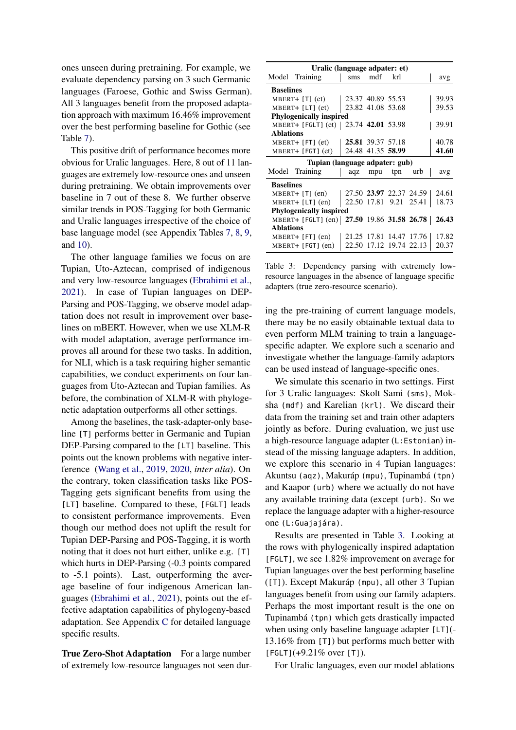ones unseen during pretraining. For example, we evaluate dependency parsing on 3 such Germanic languages (Faroese, Gothic and Swiss German). All 3 languages benefit from the proposed adaptation approach with maximum 16.46% improvement over the best performing baseline for Gothic (see Table 7).

This positive drift of performance becomes more obvious for Uralic languages. Here, 8 out of 11 languages are extremely low-resource ones and unseen during pretraining. We obtain improvements over baseline in 7 out of these 8. We further observe similar trends in POS-Tagging for both Germanic and Uralic languages irrespective of the choice of base language model (see Appendix Tables 7, 8, 9, and 10).

The other language families we focus on are Tupian, Uto-Aztecan, comprised of indigenous and very low-resource languages (Ebrahimi et al., 2021). In case of Tupian languages on DEP-Parsing and POS-Tagging, we observe model adaptation does not result in improvement over baselines on mBERT. However, when we use XLM-R with model adaptation, average performance improves all around for these two tasks. In addition, for NLI, which is a task requiring higher semantic capabilities, we conduct experiments on four languages from Uto-Aztecan and Tupian families. As before, the combination of XLM-R with phylogenetic adaptation outperforms all other settings.

Among the baselines, the task-adapter-only baseline `[T]` performs better in Germanic and Tupian DEP-Parsing compared to the `[LT]` baseline. This points out the known problems with negative interference (Wang et al., 2019, 2020, *inter alia*). On the contrary, token classification tasks like POS-Tagging gets significant benefits from using the `[LT]` baseline. Compared to these, `[FGLT]` leads to consistent performance improvements. Even though our method does not uplift the result for Tupian DEP-Parsing and POS-Tagging, it is worth noting that it does not hurt either, unlike e.g. `[T]` which hurts in DEP-Parsing (-0.3 points compared to -5.1 points). Last, outperforming the average baseline of four indigenous American languages (Ebrahimi et al., 2021), points out the effective adaptation capabilities of phylogeny-based adaptation. See Appendix C for detailed language specific results.

**True Zero-Shot Adaptation** For a large number of extremely low-resource languages not seen during the pre-training of current language models, there may be no easily obtainable textual data to even perform MLM training to train a language-specific adapter. We explore such a scenario and investigate whether the language-family adaptors can be used instead of language-specific ones.

| Uralic (language adpater: et) | | | | | |
|---|---|---|---|---|---|
| Model Training | sms | mdf | krl | | avg |
| **Baselines** | | | | | |
| MBERT+ [T] (et) | 23.37 | 40.89 | 55.53 | | 39.93 |
| MBERT+ [LT] (et) | 23.82 | 41.08 | 53.68 | | 39.53 |
| **Phylogenically inspired** | | | | | |
| MBERT+ [FGLT] (et) | 23.74 | **42.01** | 53.98 | | 39.91 |
| **Ablations** | | | | | |
| MBERT+ [FT] (et) | **25.81** | 39.37 | 57.18 | | 40.78 |
| MBERT+ [FGT] (et) | 24.48 | 41.35 | **58.99** | | **41.60** |
| **Tupian (language adpater: gub)** | | | | | |
| Model Training | aqz | mpu | tpn | urb | avg |
| **Baselines** | | | | | |
| MBERT+ [T] (en) | 27.50 | **23.97** | 22.37 | 24.59 | 24.61 |
| MBERT+ [LT] (en) | 22.50 | 17.81 | 9.21 | 25.41 | 18.73 |
| **Phylogenically inspired** | | | | | |
| MBERT+ [FGLT] (en) | **27.50** | 19.86 | **31.58** | **26.78** | **26.43** |
| **Ablations** | | | | | |
| MBERT+ [FT] (en) | 21.25 | 17.81 | 14.47 | 17.76 | 17.82 |
| MBERT+ [FGT] (en) | 22.50 | 17.12 | 19.74 | 22.13 | 20.37 |

Table 3: Dependency parsing with extremely low-resource languages in the absence of language specific adapters (true zero-resource scenario).

We simulate this scenario in two settings. First for 3 Uralic languages: Skolt Sami (`sms`), Moksha (`mdf`) and Karelian (`krl`). We discard their data from the training set and train other adapters jointly as before. During evaluation, we just use a high-resource language adapter (`L:Estonian`) instead of the missing language adapters. In addition, we explore this scenario in 4 Tupian languages: Akuntsu (`aqz`), Makuráp (`mpu`), Tupinambá (`tpn`) and Kaapor (`urb`) where we actually do not have any available training data (except (`urb`). So we replace the language adapter with a higher-resource one (`L:Guajajára`).

Results are presented in Table 3. Looking at the rows with phylogenically inspired adaptation `[FGLT]`, we see 1.82% improvement on average for Tupian languages over the best performing baseline (`[T]`). Except Makuráp (`mpu`), all other 3 Tupian languages benefit from using our family adapters. Perhaps the most important result is the one on Tupinambá (`tpn`) which gets drastically impacted when using only baseline language adapter `[LT]`(-13.16% from `[T]`) but performs much better with `[FGLT]`(+9.21% over `[T]`).

For Uralic languages, even our model ablations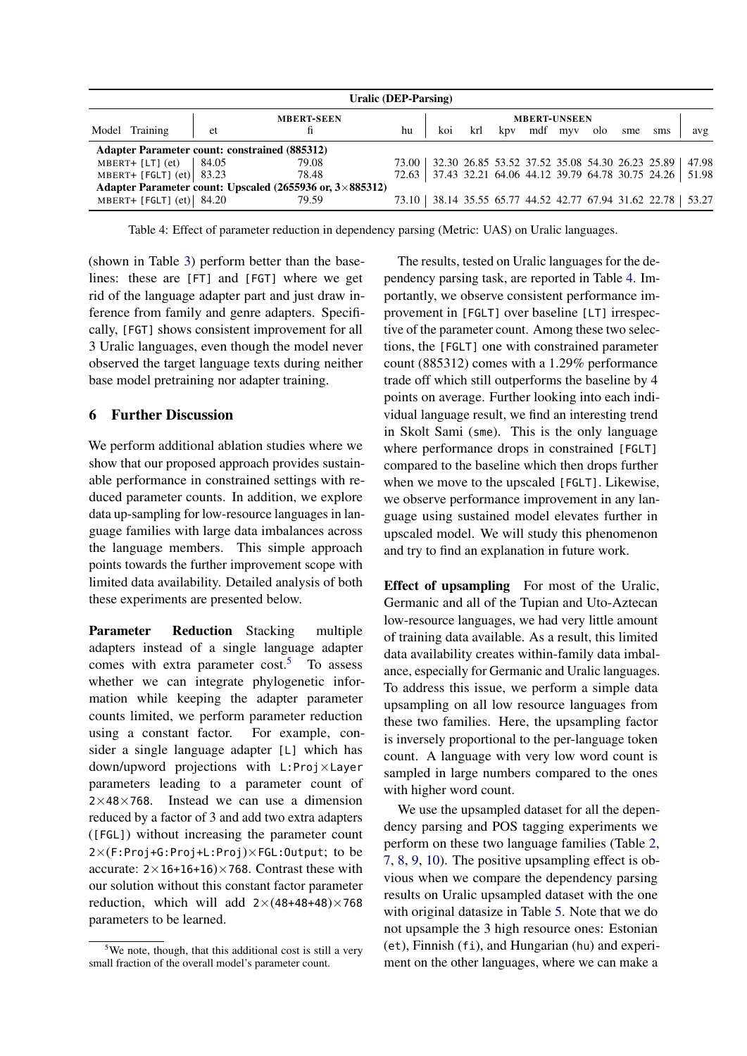| Uralic (DEP-Parsing) | | | | | | | | | | | | | | |
|---|---|---|---|---|---|---|---|---|---|---|---|---|---|---|
| | MBERT-SEEN | | | MBERT-UNSEEN | | | | | | | | | | |
| Model Training | et | fi | hu | koi | krl | kpv | mdf | myv | olo | sme | sms | avg | | |
| **Adapter Parameter count: constrained (885312)** | | | | | | | | | | | | | | |
| MBERT+ [LT] (et) | 84.05 | 79.08 | 73.00 | 32.30 | 26.85 | 53.52 | 37.52 | 35.08 | 54.30 | 26.23 | 25.89 | 47.98 | | |
| MBERT+ [FGLT] (et) | 83.23 | 78.48 | 72.63 | 37.43 | 32.21 | 64.06 | 44.12 | 39.79 | 64.78 | 30.75 | 24.26 | 51.98 | | |
| **Adapter Parameter count: Upscaled (2655936 or, 3×885312)** | | | | | | | | | | | | | | |
| MBERT+ [FGLT] (et) | 84.20 | 79.59 | 73.10 | 38.14 | 35.55 | 65.77 | 44.52 | 42.77 | 67.94 | 31.62 | 22.78 | 53.27 | | |

Table 4: Effect of parameter reduction in dependency parsing (Metric: UAS) on Uralic languages.

(shown in Table 3) perform better than the baselines: these are [FT] and [FGT] where we get rid of the language adapter part and just draw inference from family and genre adapters. Specifically, [FGT] shows consistent improvement for all 3 Uralic languages, even though the model never observed the target language texts during neither base model pretraining nor adapter training.

## 6 Further Discussion

We perform additional ablation studies where we show that our proposed approach provides sustainable performance in constrained settings with reduced parameter counts. In addition, we explore data up-sampling for low-resource languages in language families with large data imbalances across the language members. This simple approach points towards the further improvement scope with limited data availability. Detailed analysis of both these experiments are presented below.

**Parameter Reduction** Stacking multiple adapters instead of a single language adapter comes with extra parameter cost.[5] To assess whether we can integrate phylogenetic information while keeping the adapter parameter counts limited, we perform parameter reduction using a constant factor. For example, consider a single language adapter [L] which has down/upword projections with L:Proj×Layer parameters leading to a parameter count of 2×48×768. Instead we can use a dimension reduced by a factor of 3 and add two extra adapters ([FGL]) without increasing the parameter count 2×(F:Proj+G:Proj+L:Proj)×FGL:Output; to be accurate: 2×(16+16+16)×768. Contrast these with our solution without this constant factor parameter reduction, which will add 2×(48+48+48)×768 parameters to be learned.

[5] We note, though, that this additional cost is still a very small fraction of the overall model's parameter count.

The results, tested on Uralic languages for the dependency parsing task, are reported in Table 4. Importantly, we observe consistent performance improvement in [FGLT] over baseline [LT] irrespective of the parameter count. Among these two selections, the [FGLT] one with constrained parameter count (885312) comes with a 1.29% performance trade off which still outperforms the baseline by 4 points on average. Further looking into each individual language result, we find an interesting trend in Skolt Sami (sme). This is the only language where performance drops in constrained [FGLT] compared to the baseline which then drops further when we move to the upscaled [FGLT]. Likewise, we observe performance improvement in any language using sustained model elevates further in upscaled model. We will study this phenomenon and try to find an explanation in future work.

**Effect of upsampling** For most of the Uralic, Germanic and all of the Tupian and Uto-Aztecan low-resource languages, we had very little amount of training data available. As a result, this limited data availability creates within-family data imbalance, especially for Germanic and Uralic languages. To address this issue, we perform a simple data upsampling on all low resource languages from these two families. Here, the upsampling factor is inversely proportional to the per-language token count. A language with very low word count is sampled in large numbers compared to the ones with higher word count.

We use the upsampled dataset for all the dependency parsing and POS tagging experiments we perform on these two language families (Table 2, 7, 8, 9, 10). The positive upsampling effect is obvious when we compare the dependency parsing results on Uralic upsampled dataset with the one with original datasize in Table 5. Note that we do not upsample the 3 high resource ones: Estonian (et), Finnish (fi), and Hungarian (hu) and experiment on the other languages, where we can make a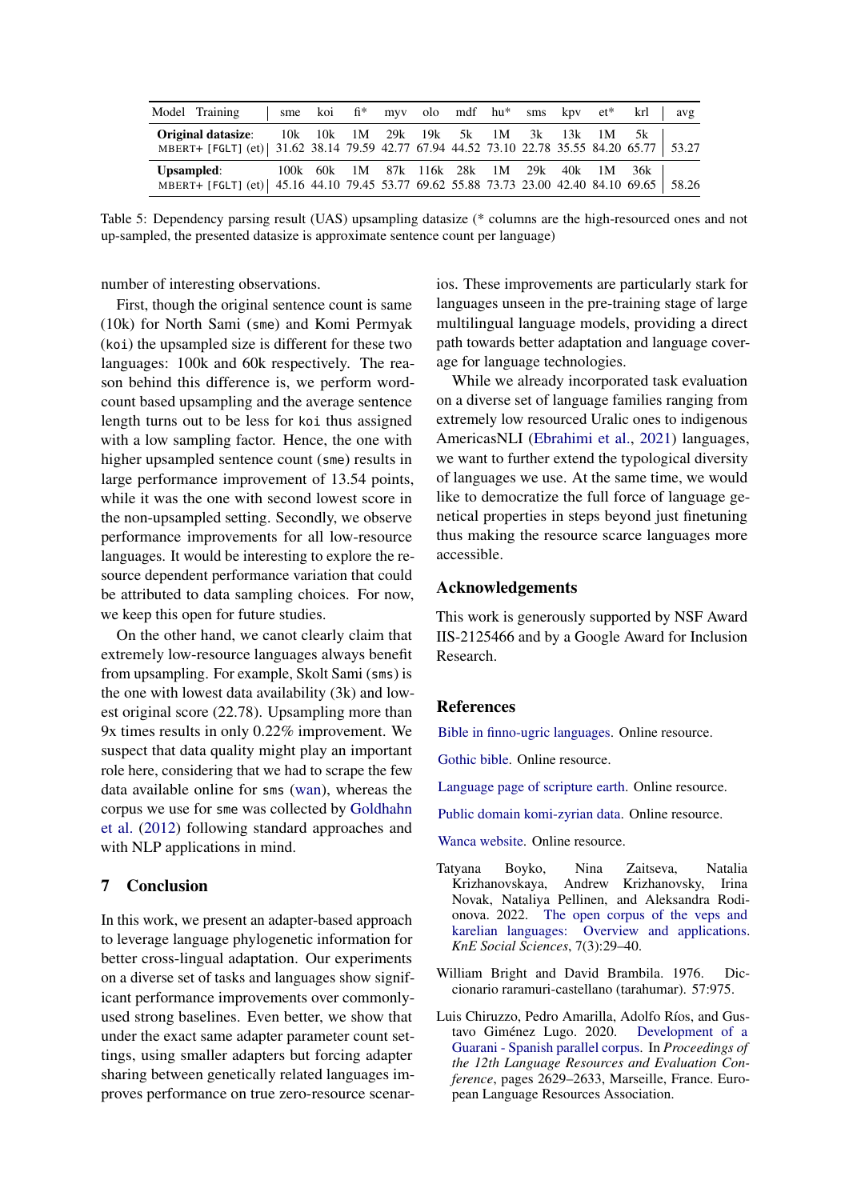| Model | Training | sme | koi | fi* | myv | olo | mdf | hu* | sms | kpv | et* | krl | avg |
|---|---|---|---|---|---|---|---|---|---|---|---|---|---|
| **Original datasize**: | | 10k | 10k | 1M | 29k | 19k | 5k | 1M | 3k | 13k | 1M | 5k | |
| MBERT+ [FGLT] (et) | | 31.62 | 38.14 | 79.59 | 42.77 | 67.94 | 44.52 | 73.10 | 22.78 | 35.55 | 84.20 | 65.77 | 53.27 |
| **Upsampled**: | | 100k | 60k | 1M | 87k | 116k | 28k | 1M | 29k | 40k | 1M | 36k | |
| MBERT+ [FGLT] (et) | | 45.16 | 44.10 | 79.45 | 53.77 | 69.62 | 55.88 | 73.73 | 23.00 | 42.40 | 84.10 | 69.65 | 58.26 |

Table 5: Dependency parsing result (UAS) upsampling datasize (* columns are the high-resourced ones and not up-sampled, the presented datasize is approximate sentence count per language)

number of interesting observations.

First, though the original sentence count is same (10k) for North Sami (sme) and Komi Permyak (koi) the upsampled size is different for these two languages: 100k and 60k respectively. The reason behind this difference is, we perform word-count based upsampling and the average sentence length turns out to be less for koi thus assigned with a low sampling factor. Hence, the one with higher upsampled sentence count (sme) results in large performance improvement of 13.54 points, while it was the one with second lowest score in the non-upsampled setting. Secondly, we observe performance improvements for all low-resource languages. It would be interesting to explore the resource dependent performance variation that could be attributed to data sampling choices. For now, we keep this open for future studies.

On the other hand, we canot clearly claim that extremely low-resource languages always benefit from upsampling. For example, Skolt Sami (sms) is the one with lowest data availability (3k) and lowest original score (22.78). Upsampling more than 9x times results in only 0.22% improvement. We suspect that data quality might play an important role here, considering that we had to scrape the few data available online for sms (wan), whereas the corpus we use for sme was collected by Goldhahn et al. (2012) following standard approaches and with NLP applications in mind.

## 7 Conclusion

In this work, we present an adapter-based approach to leverage language phylogenetic information for better cross-lingual adaptation. Our experiments on a diverse set of tasks and languages show significant performance improvements over commonly-used strong baselines. Even better, we show that under the exact same adapter parameter count settings, using smaller adapters but forcing adapter sharing between genetically related languages improves performance on true zero-resource scenarios. These improvements are particularly stark for languages unseen in the pre-training stage of large multilingual language models, providing a direct path towards better adaptation and language coverage for language technologies.

While we already incorporated task evaluation on a diverse set of language families ranging from extremely low resourced Uralic ones to indigenous AmericasNLI (Ebrahimi et al., 2021) languages, we want to further extend the typological diversity of languages we use. At the same time, we would like to democratize the full force of language genetical properties in steps beyond just finetuning thus making the resource scarce languages more accessible.

## Acknowledgements

This work is generously supported by NSF Award IIS-2125466 and by a Google Award for Inclusion Research.

## References

Bible in finno-ugric languages. Online resource.

Gothic bible. Online resource.

Language page of scripture earth. Online resource.

Public domain komi-zyrian data. Online resource.

Wanca website. Online resource.

Tatyana Boyko, Nina Zaitseva, Natalia Krizhanovskaya, Andrew Krizhanovsky, Irina Novak, Nataliya Pellinen, and Aleksandra Rodionova. 2022. The open corpus of the veps and karelian languages: Overview and applications. *KnE Social Sciences*, 7(3):29–40.

William Bright and David Brambila. 1976. Diccionario raramuri-castellano (tarahumar). 57:975.

Luis Chiruzzo, Pedro Amarilla, Adolfo Ríos, and Gustavo Giménez Lugo. 2020. Development of a Guarani - Spanish parallel corpus. In *Proceedings of the 12th Language Resources and Evaluation Conference*, pages 2629–2633, Marseille, France. European Language Resources Association.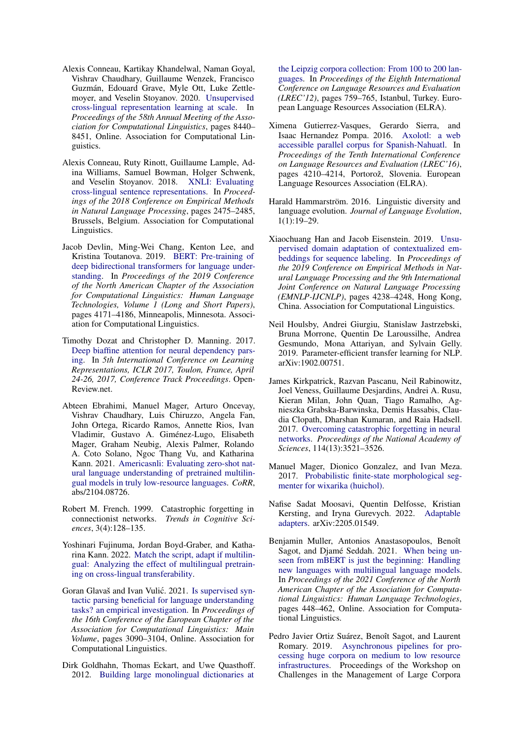Alexis Conneau, Kartikay Khandelwal, Naman Goyal, Vishrav Chaudhary, Guillaume Wenzek, Francisco Guzmán, Edouard Grave, Myle Ott, Luke Zettlemoyer, and Veselin Stoyanov. 2020. Unsupervised cross-lingual representation learning at scale. In *Proceedings of the 58th Annual Meeting of the Association for Computational Linguistics*, pages 8440–8451, Online. Association for Computational Linguistics.

Alexis Conneau, Ruty Rinott, Guillaume Lample, Adina Williams, Samuel Bowman, Holger Schwenk, and Veselin Stoyanov. 2018. XNLI: Evaluating cross-lingual sentence representations. In *Proceedings of the 2018 Conference on Empirical Methods in Natural Language Processing*, pages 2475–2485, Brussels, Belgium. Association for Computational Linguistics.

Jacob Devlin, Ming-Wei Chang, Kenton Lee, and Kristina Toutanova. 2019. BERT: Pre-training of deep bidirectional transformers for language understanding. In *Proceedings of the 2019 Conference of the North American Chapter of the Association for Computational Linguistics: Human Language Technologies, Volume 1 (Long and Short Papers)*, pages 4171–4186, Minneapolis, Minnesota. Association for Computational Linguistics.

Timothy Dozat and Christopher D. Manning. 2017. Deep biaffine attention for neural dependency parsing. In *5th International Conference on Learning Representations, ICLR 2017, Toulon, France, April 24-26, 2017, Conference Track Proceedings*. OpenReview.net.

Abteen Ebrahimi, Manuel Mager, Arturo Oncevay, Vishrav Chaudhary, Luis Chiruzzo, Angela Fan, John Ortega, Ricardo Ramos, Annette Rios, Ivan Vladimir, Gustavo A. Giménez-Lugo, Elisabeth Mager, Graham Neubig, Alexis Palmer, Rolando A. Coto Solano, Ngoc Thang Vu, and Katharina Kann. 2021. Americasnli: Evaluating zero-shot natural language understanding of pretrained multilingual models in truly low-resource languages. *CoRR*, abs/2104.08726.

Robert M. French. 1999. Catastrophic forgetting in connectionist networks. *Trends in Cognitive Sciences*, 3(4):128–135.

Yoshinari Fujinuma, Jordan Boyd-Graber, and Katharina Kann. 2022. Match the script, adapt if multilingual: Analyzing the effect of multilingual pretraining on cross-lingual transferability.

Goran Glavaš and Ivan Vulić. 2021. Is supervised syntactic parsing beneficial for language understanding tasks? an empirical investigation. In *Proceedings of the 16th Conference of the European Chapter of the Association for Computational Linguistics: Main Volume*, pages 3090–3104, Online. Association for Computational Linguistics.

Dirk Goldhahn, Thomas Eckart, and Uwe Quasthoff. 2012. Building large monolingual dictionaries at the Leipzig corpora collection: From 100 to 200 languages. In *Proceedings of the Eighth International Conference on Language Resources and Evaluation (LREC'12)*, pages 759–765, Istanbul, Turkey. European Language Resources Association (ELRA).

Ximena Gutierrez-Vasques, Gerardo Sierra, and Isaac Hernandez Pompa. 2016. Axolotl: a web accessible parallel corpus for Spanish-Nahuatl. In *Proceedings of the Tenth International Conference on Language Resources and Evaluation (LREC'16)*, pages 4210–4214, Portorož, Slovenia. European Language Resources Association (ELRA).

Harald Hammarström. 2016. Linguistic diversity and language evolution. *Journal of Language Evolution*, 1(1):19–29.

Xiaochuang Han and Jacob Eisenstein. 2019. Unsupervised domain adaptation of contextualized embeddings for sequence labeling. In *Proceedings of the 2019 Conference on Empirical Methods in Natural Language Processing and the 9th International Joint Conference on Natural Language Processing (EMNLP-IJCNLP)*, pages 4238–4248, Hong Kong, China. Association for Computational Linguistics.

Neil Houlsby, Andrei Giurgiu, Stanislaw Jastrzebski, Bruna Morrone, Quentin De Laroussilhe, Andrea Gesmundo, Mona Attariyan, and Sylvain Gelly. 2019. Parameter-efficient transfer learning for NLP. arXiv:1902.00751.

James Kirkpatrick, Razvan Pascanu, Neil Rabinowitz, Joel Veness, Guillaume Desjardins, Andrei A. Rusu, Kieran Milan, John Quan, Tiago Ramalho, Agnieszka Grabska-Barwinska, Demis Hassabis, Claudia Clopath, Dharshan Kumaran, and Raia Hadsell. 2017. Overcoming catastrophic forgetting in neural networks. *Proceedings of the National Academy of Sciences*, 114(13):3521–3526.

Manuel Mager, Dionico Gonzalez, and Ivan Meza. 2017. Probabilistic finite-state morphological segmenter for wixarika (huichol).

Nafise Sadat Moosavi, Quentin Delfosse, Kristian Kersting, and Iryna Gurevych. 2022. Adaptable adapters. arXiv:2205.01549.

Benjamin Muller, Antonios Anastasopoulos, Benoît Sagot, and Djamé Seddah. 2021. When being unseen from mBERT is just the beginning: Handling new languages with multilingual language models. In *Proceedings of the 2021 Conference of the North American Chapter of the Association for Computational Linguistics: Human Language Technologies*, pages 448–462, Online. Association for Computational Linguistics.

Pedro Javier Ortiz Suárez, Benoît Sagot, and Laurent Romary. 2019. Asynchronous pipelines for processing huge corpora on medium to low resource infrastructures. Proceedings of the Workshop on Challenges in the Management of Large Corpora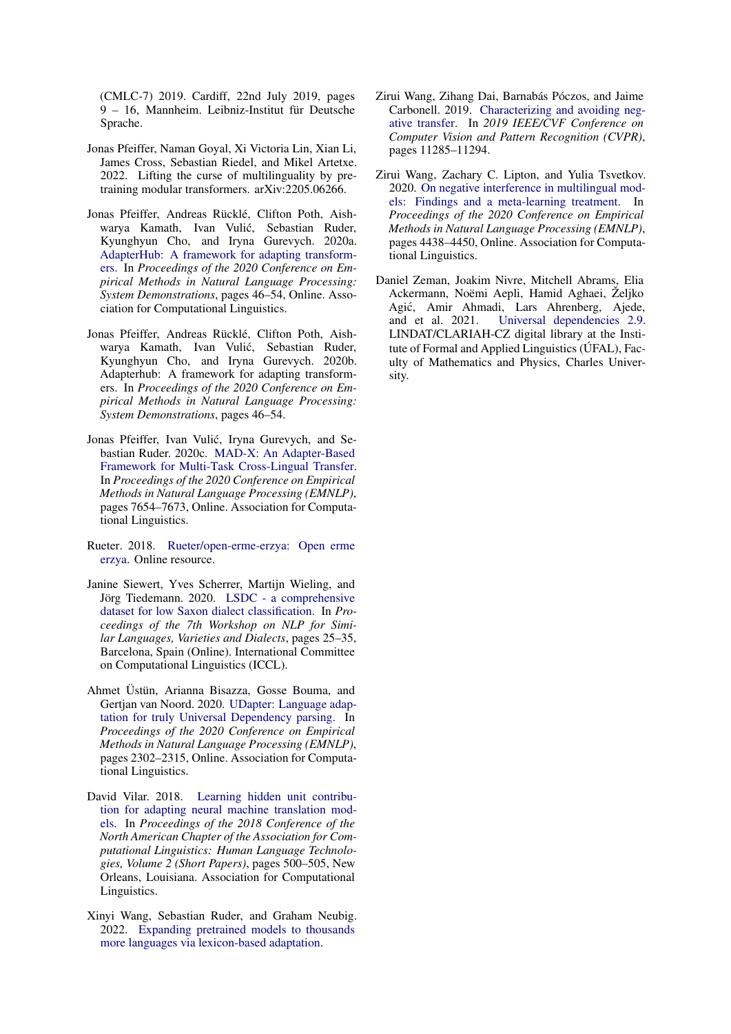(CMLC-7) 2019. Cardiff, 22nd July 2019, pages 9 – 16, Mannheim. Leibniz-Institut für Deutsche Sprache.

Jonas Pfeiffer, Naman Goyal, Xi Victoria Lin, Xian Li, James Cross, Sebastian Riedel, and Mikel Artetxe. 2022. Lifting the curse of multilinguality by pre-training modular transformers. arXiv:2205.06266.

Jonas Pfeiffer, Andreas Rücklé, Clifton Poth, Aishwarya Kamath, Ivan Vulić, Sebastian Ruder, Kyunghyun Cho, and Iryna Gurevych. 2020a. AdapterHub: A framework for adapting transformers. In *Proceedings of the 2020 Conference on Empirical Methods in Natural Language Processing: System Demonstrations*, pages 46–54, Online. Association for Computational Linguistics.

Jonas Pfeiffer, Andreas Rücklé, Clifton Poth, Aishwarya Kamath, Ivan Vulić, Sebastian Ruder, Kyunghyun Cho, and Iryna Gurevych. 2020b. Adapterhub: A framework for adapting transformers. In *Proceedings of the 2020 Conference on Empirical Methods in Natural Language Processing: System Demonstrations*, pages 46–54.

Jonas Pfeiffer, Ivan Vulić, Iryna Gurevych, and Sebastian Ruder. 2020c. MAD-X: An Adapter-Based Framework for Multi-Task Cross-Lingual Transfer. In *Proceedings of the 2020 Conference on Empirical Methods in Natural Language Processing (EMNLP)*, pages 7654–7673, Online. Association for Computational Linguistics.

Rueter. 2018. Rueter/open-erme-erzya: Open erme erzya. Online resource.

Janine Siewert, Yves Scherrer, Martijn Wieling, and Jörg Tiedemann. 2020. LSDC - a comprehensive dataset for low Saxon dialect classification. In *Proceedings of the 7th Workshop on NLP for Similar Languages, Varieties and Dialects*, pages 25–35, Barcelona, Spain (Online). International Committee on Computational Linguistics (ICCL).

Ahmet Üstün, Arianna Bisazza, Gosse Bouma, and Gertjan van Noord. 2020. UDapter: Language adaptation for truly Universal Dependency parsing. In *Proceedings of the 2020 Conference on Empirical Methods in Natural Language Processing (EMNLP)*, pages 2302–2315, Online. Association for Computational Linguistics.

David Vilar. 2018. Learning hidden unit contribution for adapting neural machine translation models. In *Proceedings of the 2018 Conference of the North American Chapter of the Association for Computational Linguistics: Human Language Technologies, Volume 2 (Short Papers)*, pages 500–505, New Orleans, Louisiana. Association for Computational Linguistics.

Xinyi Wang, Sebastian Ruder, and Graham Neubig. 2022. Expanding pretrained models to thousands more languages via lexicon-based adaptation.

Zirui Wang, Zihang Dai, Barnabás Póczos, and Jaime Carbonell. 2019. Characterizing and avoiding negative transfer. In *2019 IEEE/CVF Conference on Computer Vision and Pattern Recognition (CVPR)*, pages 11285–11294.

Zirui Wang, Zachary C. Lipton, and Yulia Tsvetkov. 2020. On negative interference in multilingual models: Findings and a meta-learning treatment. In *Proceedings of the 2020 Conference on Empirical Methods in Natural Language Processing (EMNLP)*, pages 4438–4450, Online. Association for Computational Linguistics.

Daniel Zeman, Joakim Nivre, Mitchell Abrams, Elia Ackermann, Noëmi Aepli, Hamid Aghaei, Željko Agić, Amir Ahmadi, Lars Ahrenberg, Ajede, and et al. 2021. Universal dependencies 2.9. LINDAT/CLARIAH-CZ digital library at the Institute of Formal and Applied Linguistics (ÚFAL), Faculty of Mathematics and Physics, Charles University.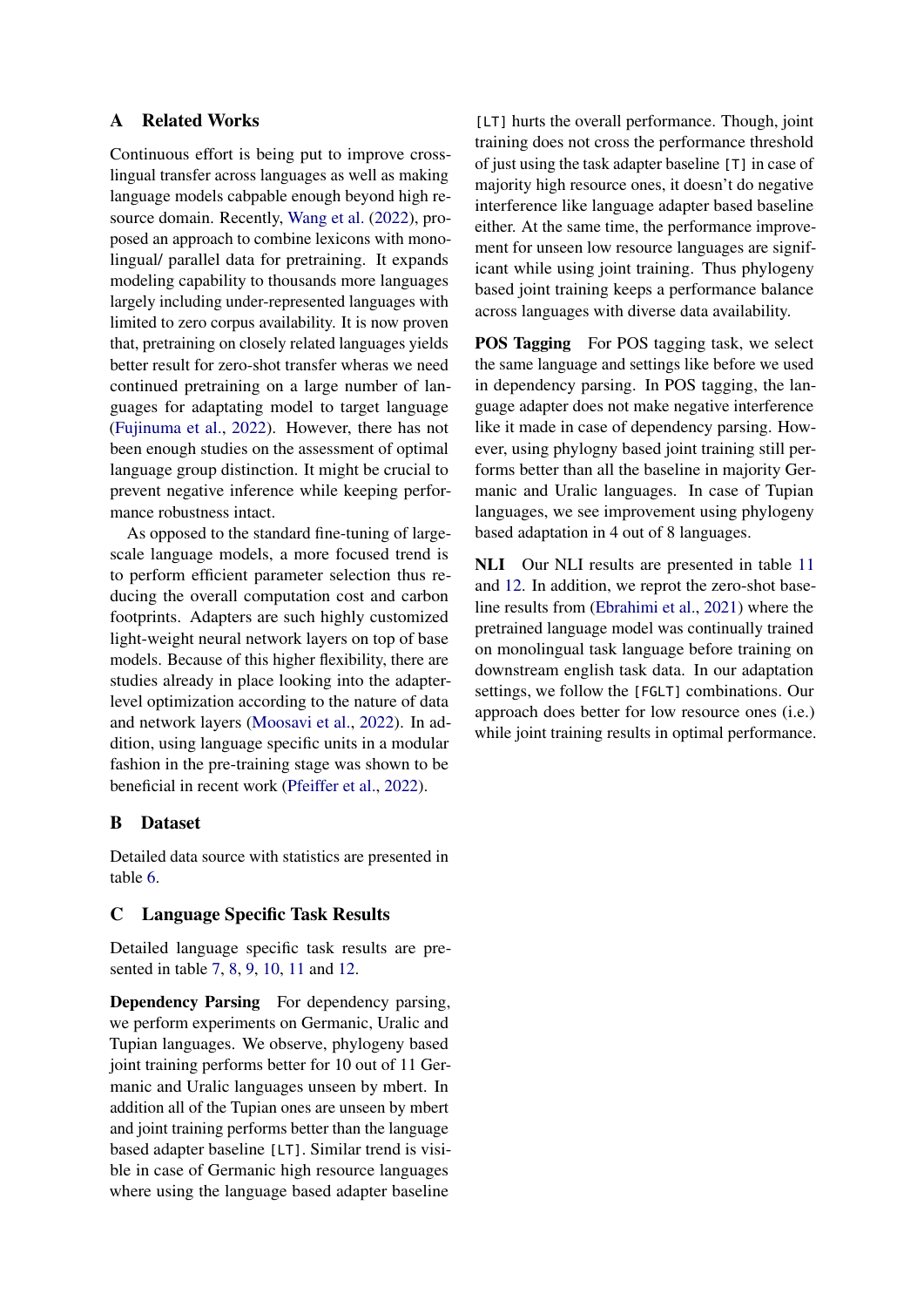## A Related Works

Continuous effort is being put to improve cross-lingual transfer across languages as well as making language models cabpable enough beyond high resource domain. Recently, Wang et al. (2022), proposed an approach to combine lexicons with monolingual/ parallel data for pretraining. It expands modeling capability to thousands more languages largely including under-represented languages with limited to zero corpus availability. It is now proven that, pretraining on closely related languages yields better result for zero-shot transfer wheras we need continued pretraining on a large number of languages for adaptating model to target language (Fujinuma et al., 2022). However, there has not been enough studies on the assessment of optimal language group distinction. It might be crucial to prevent negative inference while keeping performance robustness intact.

As opposed to the standard fine-tuning of large-scale language models, a more focused trend is to perform efficient parameter selection thus reducing the overall computation cost and carbon footprints. Adapters are such highly customized light-weight neural network layers on top of base models. Because of this higher flexibility, there are studies already in place looking into the adapter-level optimization according to the nature of data and network layers (Moosavi et al., 2022). In addition, using language specific units in a modular fashion in the pre-training stage was shown to be beneficial in recent work (Pfeiffer et al., 2022).

## B Dataset

Detailed data source with statistics are presented in table 6.

## C Language Specific Task Results

Detailed language specific task results are presented in table 7, 8, 9, 10, 11 and 12.

**Dependency Parsing** For dependency parsing, we perform experiments on Germanic, Uralic and Tupian languages. We observe, phylogeny based joint training performs better for 10 out of 11 Germanic and Uralic languages unseen by mbert. In addition all of the Tupian ones are unseen by mbert and joint training performs better than the language based adapter baseline `[LT]`. Similar trend is visible in case of Germanic high resource languages where using the language based adapter baseline `[LT]` hurts the overall performance. Though, joint training does not cross the performance threshold of just using the task adapter baseline `[T]` in case of majority high resource ones, it doesn't do negative interference like language adapter based baseline either. At the same time, the performance improvement for unseen low resource languages are significant while using joint training. Thus phylogeny based joint training keeps a performance balance across languages with diverse data availability.

**POS Tagging** For POS tagging task, we select the same language and settings like before we used in dependency parsing. In POS tagging, the language adapter does not make negative interference like it made in case of dependency parsing. However, using phylogny based joint training still performs better than all the baseline in majority Germanic and Uralic languages. In case of Tupian languages, we see improvement using phylogeny based adaptation in 4 out of 8 languages.

**NLI** Our NLI results are presented in table 11 and 12. In addition, we reprot the zero-shot baseline results from (Ebrahimi et al., 2021) where the pretrained language model was continually trained on monolingual task language before training on downstream english task data. In our adaptation settings, we follow the `[FGLT]` combinations. Our approach does better for low resource ones (i.e.) while joint training results in optimal performance.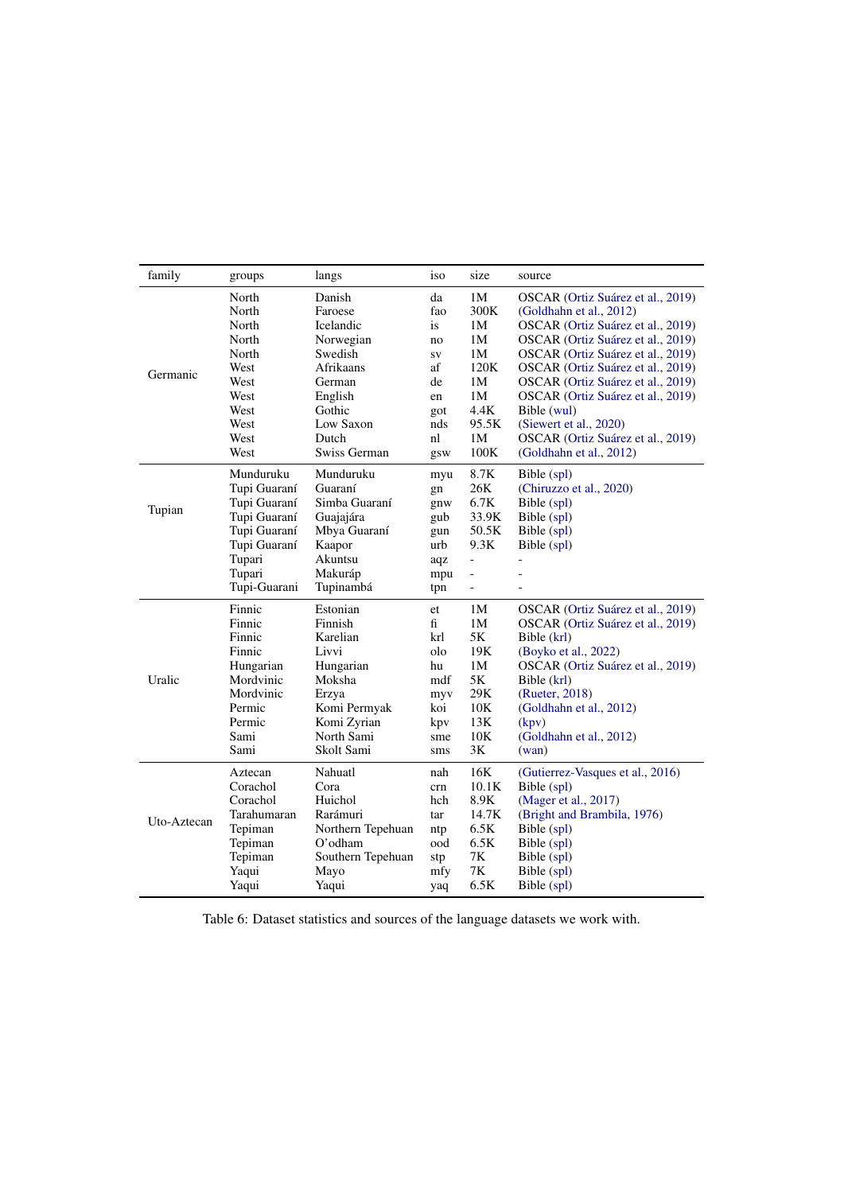| family | groups | langs | iso | size | source |
|---|---|---|---|---|---|
| Germanic | North | Danish | da | 1M | OSCAR (Ortiz Suárez et al., 2019) |
| | North | Faroese | fao | 300K | (Goldhahn et al., 2012) |
| | North | Icelandic | is | 1M | OSCAR (Ortiz Suárez et al., 2019) |
| | North | Norwegian | no | 1M | OSCAR (Ortiz Suárez et al., 2019) |
| | North | Swedish | sv | 1M | OSCAR (Ortiz Suárez et al., 2019) |
| | West | Afrikaans | af | 120K | OSCAR (Ortiz Suárez et al., 2019) |
| | West | German | de | 1M | OSCAR (Ortiz Suárez et al., 2019) |
| | West | English | en | 1M | OSCAR (Ortiz Suárez et al., 2019) |
| | West | Gothic | got | 4.4K | Bible (wul) |
| | West | Low Saxon | nds | 95.5K | (Siewert et al., 2020) |
| | West | Dutch | nl | 1M | OSCAR (Ortiz Suárez et al., 2019) |
| | West | Swiss German | gsw | 100K | (Goldhahn et al., 2012) |
| Tupian | Munduruku | Munduruku | myu | 8.7K | Bible (spl) |
| | Tupi Guaraní | Guaraní | gn | 26K | (Chiruzzo et al., 2020) |
| | Tupi Guaraní | Simba Guaraní | gnw | 6.7K | Bible (spl) |
| | Tupi Guaraní | Guajajára | gub | 33.9K | Bible (spl) |
| | Tupi Guaraní | Mbya Guaraní | gun | 50.5K | Bible (spl) |
| | Tupi Guaraní | Kaapor | urb | 9.3K | Bible (spl) |
| | Tupari | Akuntsu | aqz | - | - |
| | Tupari | Makuráp | mpu | - | - |
| | Tupi-Guarani | Tupinambá | tpn | - | - |
| Uralic | Finnic | Estonian | et | 1M | OSCAR (Ortiz Suárez et al., 2019) |
| | Finnic | Finnish | fi | 1M | OSCAR (Ortiz Suárez et al., 2019) |
| | Finnic | Karelian | krl | 5K | Bible (krl) |
| | Finnic | Livvi | olo | 19K | (Boyko et al., 2022) |
| | Hungarian | Hungarian | hu | 1M | OSCAR (Ortiz Suárez et al., 2019) |
| | Mordvinic | Moksha | mdf | 5K | Bible (krl) |
| | Mordvinic | Erzya | myv | 29K | (Rueter, 2018) |
| | Permic | Komi Permyak | koi | 10K | (Goldhahn et al., 2012) |
| | Permic | Komi Zyrian | kpv | 13K | (kpv) |
| | Sami | North Sami | sme | 10K | (Goldhahn et al., 2012) |
| | Sami | Skolt Sami | sms | 3K | (wan) |
| Uto-Aztecan | Aztecan | Nahuatl | nah | 16K | (Gutierrez-Vasques et al., 2016) |
| | Corachol | Cora | crn | 10.1K | Bible (spl) |
| | Corachol | Huichol | hch | 8.9K | (Mager et al., 2017) |
| | Tarahumaran | Rarámuri | tar | 14.7K | (Bright and Brambila, 1976) |
| | Tepiman | Northern Tepehuan | ntp | 6.5K | Bible (spl) |
| | Tepiman | O'odham | ood | 6.5K | Bible (spl) |
| | Tepiman | Southern Tepehuan | stp | 7K | Bible (spl) |
| | Yaqui | Mayo | mfy | 7K | Bible (spl) |
| | Yaqui | Yaqui | yaq | 6.5K | Bible (spl) |

Table 6: Dataset statistics and sources of the language datasets we work with.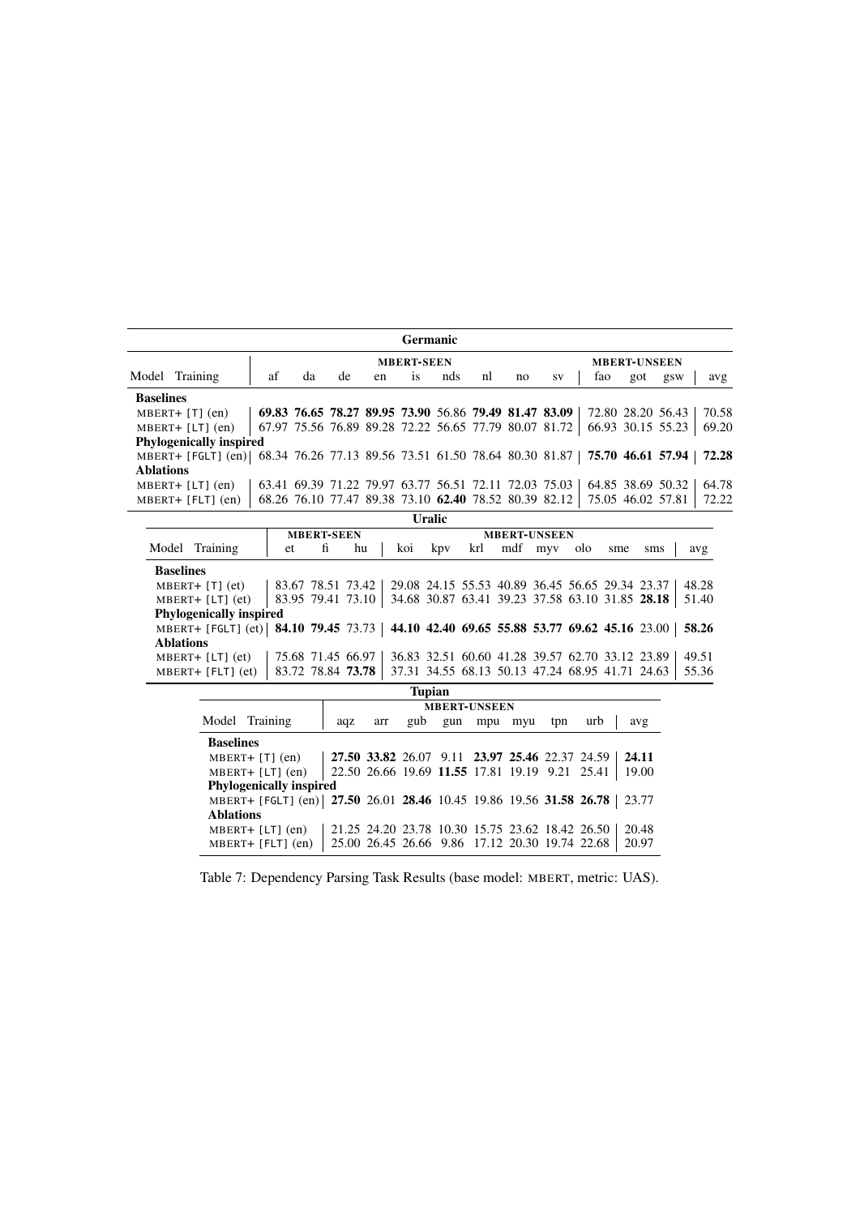**Germanic**

| Model Training | MBERT-SEEN | | | | | | | | | MBERT-UNSEEN | | | |
|---|---|---|---|---|---|---|---|---|---|---|---|---|---|
| | af | da | de | en | is | nds | nl | no | sv | fao | got | gsw | avg |
| **Baselines** | | | | | | | | | | | | | |
| MBERT+ [T] (en) | **69.83** | **76.65** | **78.27** | **89.95** | **73.90** | 56.86 | **79.49** | **81.47** | **83.09** | 72.80 | 28.20 | 56.43 | 70.58 |
| MBERT+ [LT] (en) | 67.97 | 75.56 | 76.89 | 89.28 | 72.22 | 56.65 | 77.79 | 80.07 | 81.72 | 66.93 | 30.15 | 55.23 | 69.20 |
| **Phylogenically inspired** | | | | | | | | | | | | | |
| MBERT+ [FGLT] (en) | 68.34 | 76.26 | 77.13 | 89.56 | 73.51 | 61.50 | 78.64 | 80.30 | 81.87 | **75.70** | **46.61** | **57.94** | **72.28** |
| **Ablations** | | | | | | | | | | | | | |
| MBERT+ [LT] (en) | 63.41 | 69.39 | 71.22 | 79.97 | 63.77 | 56.51 | 72.11 | 72.03 | 75.03 | 64.85 | 38.69 | 50.32 | 64.78 |
| MBERT+ [FLT] (en) | 68.26 | 76.10 | 77.47 | 89.38 | 73.10 | **62.40** | 78.52 | 80.39 | 82.12 | 75.05 | 46.02 | 57.81 | 72.22 |

**Uralic**

| Model Training | MBERT-SEEN | | | MBERT-UNSEEN | | | | | | | | avg |
|---|---|---|---|---|---|---|---|---|---|---|---|---|
| | et | fi | hu | koi | kpv | krl | mdf | myv | olo | sme | sms | |
| **Baselines** | | | | | | | | | | | | |
| MBERT+ [T] (et) | 83.67 | 78.51 | 73.42 | 29.08 | 24.15 | 55.53 | 40.89 | 36.45 | 56.65 | 29.34 | 23.37 | 48.28 |
| MBERT+ [LT] (et) | 83.95 | 79.41 | 73.10 | 34.68 | 30.87 | 63.41 | 39.23 | 37.58 | 63.10 | 31.85 | **28.18** | 51.40 |
| **Phylogenically inspired** | | | | | | | | | | | | |
| MBERT+ [FGLT] (et) | **84.10** | **79.45** | 73.73 | **44.10** | **42.40** | **69.65** | **55.88** | **53.77** | **69.62** | **45.16** | 23.00 | **58.26** |
| **Ablations** | | | | | | | | | | | | |
| MBERT+ [LT] (et) | 75.68 | 71.45 | 66.97 | 36.83 | 32.51 | 60.60 | 41.28 | 39.57 | 62.70 | 33.12 | 23.89 | 49.51 |
| MBERT+ [FLT] (et) | 83.72 | 78.84 | **73.78** | 37.31 | 34.55 | 68.13 | 50.13 | 47.24 | 68.95 | 41.71 | 24.63 | 55.36 |

**Tupian**

| Model Training | MBERT-UNSEEN | | | | | | | | avg |
|---|---|---|---|---|---|---|---|---|---|
| | aqz | arr | gub | gun | mpu | myu | tpn | urb | |
| **Baselines** | | | | | | | | | |
| MBERT+ [T] (en) | **27.50** | **33.82** | 26.07 | 9.11 | **23.97** | **25.46** | 22.37 | 24.59 | **24.11** |
| MBERT+ [LT] (en) | 22.50 | 26.66 | 19.69 | **11.55** | 17.81 | 19.19 | 9.21 | 25.41 | 19.00 |
| **Phylogenically inspired** | | | | | | | | | |
| MBERT+ [FGLT] (en) | **27.50** | 26.01 | **28.46** | 10.45 | 19.86 | 19.56 | **31.58** | **26.78** | 23.77 |
| **Ablations** | | | | | | | | | |
| MBERT+ [LT] (en) | 21.25 | 24.20 | 23.78 | 10.30 | 15.75 | 23.62 | 18.42 | 26.50 | 20.48 |
| MBERT+ [FLT] (en) | 25.00 | 26.45 | 26.66 | 9.86 | 17.12 | 20.30 | 19.74 | 22.68 | 20.97 |

Table 7: Dependency Parsing Task Results (base model: MBERT, metric: UAS).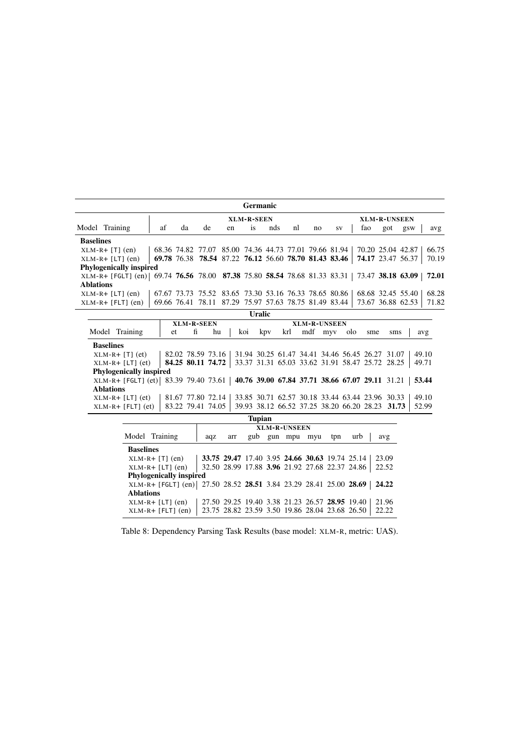**Germanic**

| Model Training | XLM-R-SEEN | | | | | | | | | XLM-R-UNSEEN | | | |
|---|---|---|---|---|---|---|---|---|---|---|---|---|---|
| | af | da | de | en | is | nds | nl | no | sv | fao | got | gsw | avg |
| **Baselines** | | | | | | | | | | | | | |
| XLM-R+ [T] (en) | 68.36 | 74.82 | 77.07 | 85.00 | 74.36 | 44.73 | 77.01 | 79.66 | 81.94 | 70.20 | 25.04 | 42.87 | 66.75 |
| XLM-R+ [LT] (en) | **69.78** | 76.38 | **78.54** | 87.22 | **76.12** | 56.60 | **78.70** | **81.43** | **83.46** | **74.17** | 23.47 | 56.37 | 70.19 |
| **Phylogenically inspired** | | | | | | | | | | | | | |
| XLM-R+ [FGLT] (en) | 69.74 | **76.56** | 78.00 | **87.38** | 75.80 | **58.54** | 78.68 | 81.33 | 83.31 | 73.47 | **38.18** | **63.09** | **72.01** |
| **Ablations** | | | | | | | | | | | | | |
| XLM-R+ [LT] (en) | 67.67 | 73.73 | 75.52 | 83.65 | 73.30 | 53.16 | 76.33 | 78.65 | 80.86 | 68.68 | 32.45 | 55.40 | 68.28 |
| XLM-R+ [FLT] (en) | 69.66 | 76.41 | 78.11 | 87.29 | 75.97 | 57.63 | 78.75 | 81.49 | 83.44 | 73.67 | 36.88 | 62.53 | 71.82 |

**Uralic**

| Model Training | XLM-R-SEEN | | | XLM-R-UNSEEN | | | | | | | | |
|---|---|---|---|---|---|---|---|---|---|---|---|---|
| | et | fi | hu | koi | kpv | krl | mdf | myv | olo | sme | sms | avg |
| **Baselines** | | | | | | | | | | | | |
| XLM-R+ [T] (et) | 82.02 | 78.59 | 73.16 | 31.94 | 30.25 | 61.47 | 34.41 | 34.46 | 56.45 | 26.27 | 31.07 | 49.10 |
| XLM-R+ [LT] (et) | **84.25** | **80.11** | **74.72** | 33.37 | 31.31 | 65.03 | 33.62 | 31.91 | 58.47 | 25.72 | 28.25 | 49.71 |
| **Phylogenically inspired** | | | | | | | | | | | | |
| XLM-R+ [FGLT] (et) | 83.39 | 79.40 | 73.61 | **40.76** | **39.00** | **67.84** | **37.71** | **38.66** | **67.07** | **29.11** | 31.21 | **53.44** |
| **Ablations** | | | | | | | | | | | | |
| XLM-R+ [LT] (et) | 81.67 | 77.80 | 72.14 | 33.85 | 30.71 | 62.57 | 30.18 | 33.44 | 63.44 | 23.96 | 30.33 | 49.10 |
| XLM-R+ [FLT] (et) | 83.22 | 79.41 | 74.05 | 39.93 | 38.12 | 66.52 | 37.25 | 38.20 | 66.20 | 28.23 | **31.73** | 52.99 |

**Tupian**

| Model Training | XLM-R-UNSEEN | | | | | | | | |
|---|---|---|---|---|---|---|---|---|---|
| | aqz | arr | gub | gun | mpu | myu | tpn | urb | avg |
| **Baselines** | | | | | | | | | |
| XLM-R+ [T] (en) | **33.75** | **29.47** | 17.40 | 3.95 | **24.66** | **30.63** | 19.74 | 25.14 | 23.09 |
| XLM-R+ [LT] (en) | 32.50 | 28.99 | 17.88 | **3.96** | 21.92 | 27.68 | 22.37 | 24.86 | 22.52 |
| **Phylogenically inspired** | | | | | | | | | |
| XLM-R+ [FGLT] (en) | 27.50 | 28.52 | **28.51** | 3.84 | 23.29 | 28.41 | 25.00 | **28.69** | **24.22** |
| **Ablations** | | | | | | | | | |
| XLM-R+ [LT] (en) | 27.50 | 29.25 | 19.40 | 3.38 | 21.23 | 26.57 | **28.95** | 19.40 | 21.96 |
| XLM-R+ [FLT] (en) | 23.75 | 28.82 | 23.59 | 3.50 | 19.86 | 28.04 | 23.68 | 26.50 | 22.22 |

Table 8: Dependency Parsing Task Results (base model: XLM-R, metric: UAS).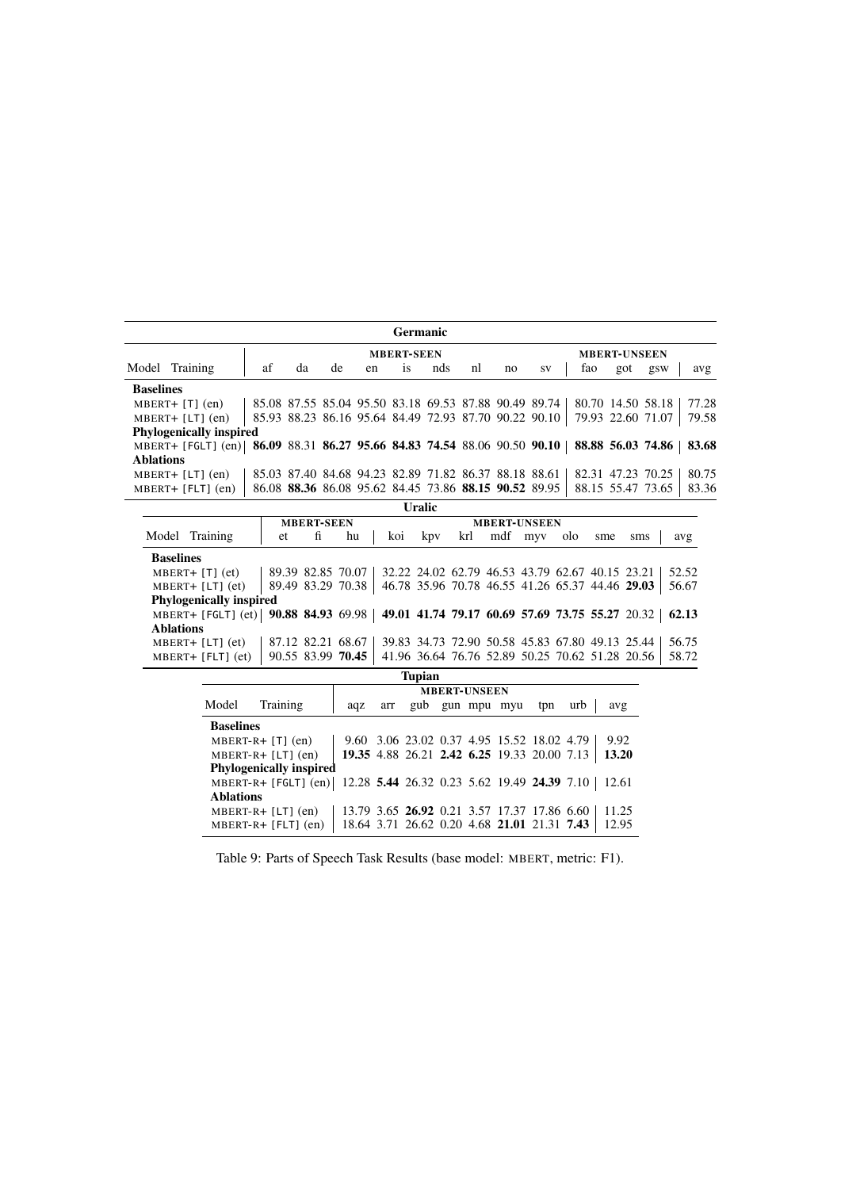**Germanic**

| Model Training | MBERT-SEEN | | | | | | | | | MBERT-UNSEEN | | | avg |
|---|---|---|---|---|---|---|---|---|---|---|---|---|---|
| | af | da | de | en | is | nds | nl | no | sv | fao | got | gsw | |
| **Baselines** | | | | | | | | | | | | | |
| MBERT+ [T] (en) | 85.08 | 87.55 | 85.04 | 95.50 | 83.18 | 69.53 | 87.88 | 90.49 | 89.74 | 80.70 | 14.50 | 58.18 | 77.28 |
| MBERT+ [LT] (en) | 85.93 | 88.23 | 86.16 | 95.64 | 84.49 | 72.93 | 87.70 | 90.22 | 90.10 | 79.93 | 22.60 | 71.07 | 79.58 |
| **Phylogenically inspired** | | | | | | | | | | | | | |
| MBERT+ [FGLT] (en) | **86.09** | 88.31 | **86.27** | **95.66** | **84.83** | **74.54** | 88.06 | 90.50 | **90.10** | **88.88** | **56.03** | **74.86** | **83.68** |
| **Ablations** | | | | | | | | | | | | | |
| MBERT+ [LT] (en) | 85.03 | 87.40 | 84.68 | 94.23 | 82.89 | 71.82 | 86.37 | 88.18 | 88.61 | 82.31 | 47.23 | 70.25 | 80.75 |
| MBERT+ [FLT] (en) | 86.08 | **88.36** | 86.08 | 95.62 | 84.45 | 73.86 | **88.15** | **90.52** | 89.95 | 88.15 | 55.47 | 73.65 | 83.36 |

**Uralic**

| Model Training | MBERT-SEEN | | | MBERT-UNSEEN | | | | | | | | avg |
|---|---|---|---|---|---|---|---|---|---|---|---|---|
| | et | fi | hu | koi | kpv | krl | mdf | myv | olo | sme | sms | |
| **Baselines** | | | | | | | | | | | | |
| MBERT+ [T] (et) | 89.39 | 82.85 | 70.07 | 32.22 | 24.02 | 62.79 | 46.53 | 43.79 | 62.67 | 40.15 | 23.21 | 52.52 |
| MBERT+ [LT] (et) | 89.49 | 83.29 | 70.38 | 46.78 | 35.96 | 70.78 | 46.55 | 41.26 | 65.37 | 44.46 | **29.03** | 56.67 |
| **Phylogenically inspired** | | | | | | | | | | | | |
| MBERT+ [FGLT] (et) | **90.88** | **84.93** | 69.98 | **49.01** | **41.74** | **79.17** | **60.69** | **57.69** | **73.75** | **55.27** | 20.32 | **62.13** |
| **Ablations** | | | | | | | | | | | | |
| MBERT+ [LT] (et) | 87.12 | 82.21 | 68.67 | 39.83 | 34.73 | 72.90 | 50.58 | 45.83 | 67.80 | 49.13 | 25.44 | 56.75 |
| MBERT+ [FLT] (et) | 90.55 | 83.99 | **70.45** | 41.96 | 36.64 | 76.76 | 52.89 | 50.25 | 70.62 | 51.28 | 20.56 | 58.72 |

**Tupian**

| Model Training | MBERT-UNSEEN | | | | | | | | avg |
|---|---|---|---|---|---|---|---|---|---|
| | aqz | arr | gub | gun | mpu | myu | tpn | urb | |
| **Baselines** | | | | | | | | | |
| MBERT-R+ [T] (en) | 9.60 | 3.06 | 23.02 | 0.37 | 4.95 | 15.52 | 18.02 | 4.79 | 9.92 |
| MBERT-R+ [LT] (en) | **19.35** | 4.88 | 26.21 | **2.42** | **6.25** | 19.33 | 20.00 | 7.13 | **13.20** |
| **Phylogenically inspired** | | | | | | | | | |
| MBERT-R+ [FGLT] (en) | 12.28 | **5.44** | 26.32 | 0.23 | 5.62 | 19.49 | **24.39** | 7.10 | 12.61 |
| **Ablations** | | | | | | | | | |
| MBERT-R+ [LT] (en) | 13.79 | 3.65 | **26.92** | 0.21 | 3.57 | 17.37 | 17.86 | 6.60 | 11.25 |
| MBERT-R+ [FLT] (en) | 18.64 | 3.71 | 26.62 | 0.20 | 4.68 | **21.01** | 21.31 | **7.43** | 12.95 |

Table 9: Parts of Speech Task Results (base model: MBERT, metric: F1).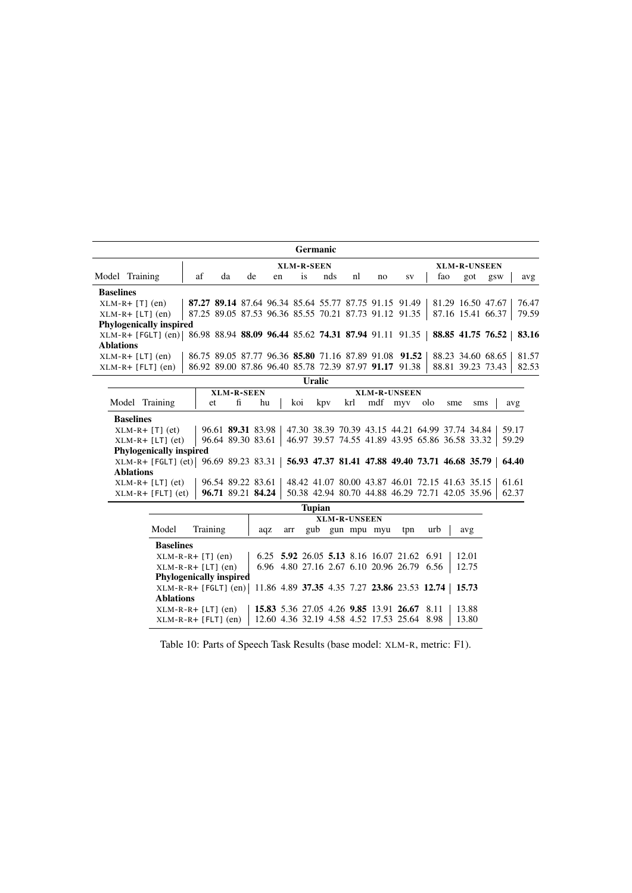| Germanic | | | | | | | | | | | | | | |
|---|---|---|---|---|---|---|---|---|---|---|---|---|---|---|
| | | **XLM-R-SEEN** | | | | | | | | | **XLM-R-UNSEEN** | | | |
| Model | Training | af | da | de | en | is | nds | nl | no | sv | fao | got | gsw | avg |
| **Baselines** | | | | | | | | | | | | | | |
| XLM-R+ [T] | (en) | **87.27** | **89.14** | 87.64 | 96.34 | 85.64 | 55.77 | 87.75 | 91.15 | 91.49 | 81.29 | 16.50 | 47.67 | 76.47 |
| XLM-R+ [LT] | (en) | 87.25 | 89.05 | 87.53 | 96.36 | 85.55 | 70.21 | 87.73 | 91.12 | 91.35 | 87.16 | 15.41 | 66.37 | 79.59 |
| **Phylogenically inspired** | | | | | | | | | | | | | | |
| XLM-R+ [FGLT] | (en) | 86.98 | 88.94 | **88.09** | **96.44** | 85.62 | **74.31** | **87.94** | 91.11 | 91.35 | **88.85** | **41.75** | **76.52** | **83.16** |
| **Ablations** | | | | | | | | | | | | | | |
| XLM-R+ [LT] | (en) | 86.75 | 89.05 | 87.77 | 96.36 | **85.80** | 71.16 | 87.89 | 91.08 | **91.52** | 88.23 | 34.60 | 68.65 | 81.57 |
| XLM-R+ [FLT] | (en) | 86.92 | 89.00 | 87.86 | 96.40 | 85.78 | 72.39 | 87.97 | **91.17** | 91.38 | 88.81 | 39.23 | 73.43 | 82.53 |

| Uralic | | | | | | | | | | | | | |
|---|---|---|---|---|---|---|---|---|---|---|---|---|---|
| | | **XLM-R-SEEN** | | | **XLM-R-UNSEEN** | | | | | | | | |
| Model | Training | et | fi | hu | koi | kpv | krl | mdf | myv | olo | sme | sms | avg |
| **Baselines** | | | | | | | | | | | | | |
| XLM-R+ [T] | (et) | 96.61 | **89.31** | 83.98 | 47.30 | 38.39 | 70.39 | 43.15 | 44.21 | 64.99 | 37.74 | 34.84 | 59.17 |
| XLM-R+ [LT] | (et) | 96.64 | 89.30 | 83.61 | 46.97 | 39.57 | 74.55 | 41.89 | 43.95 | 65.86 | 36.58 | 33.32 | 59.29 |
| **Phylogenically inspired** | | | | | | | | | | | | | |
| XLM-R+ [FGLT] | (et) | 96.69 | 89.23 | 83.31 | **56.93** | **47.37** | **81.41** | **47.88** | **49.40** | **73.71** | **46.68** | **35.79** | **64.40** |
| **Ablations** | | | | | | | | | | | | | |
| XLM-R+ [LT] | (et) | 96.54 | 89.22 | 83.61 | 48.42 | 41.07 | 80.00 | 43.87 | 46.01 | 72.15 | 41.63 | 35.15 | 61.61 |
| XLM-R+ [FLT] | (et) | **96.71** | 89.21 | **84.24** | 50.38 | 42.94 | 80.70 | 44.88 | 46.29 | 72.71 | 42.05 | 35.96 | 62.37 |

| Tupian | | | | | | | | | | |
|---|---|---|---|---|---|---|---|---|---|---|
| | | **XLM-R-UNSEEN** | | | | | | | | |
| Model | Training | aqz | arr | gub | gun | mpu | myu | tpn | urb | avg |
| **Baselines** | | | | | | | | | | |
| XLM-R-R+ [T] | (en) | 6.25 | **5.92** | 26.05 | **5.13** | 8.16 | 16.07 | 21.62 | 6.91 | 12.01 |
| XLM-R-R+ [LT] | (en) | 6.96 | 4.80 | 27.16 | 2.67 | 6.10 | 20.96 | 26.79 | 6.56 | 12.75 |
| **Phylogenically inspired** | | | | | | | | | | |
| XLM-R-R+ [FGLT] | (en) | 11.86 | 4.89 | **37.35** | 4.35 | 7.27 | **23.86** | 23.53 | **12.74** | **15.73** |
| **Ablations** | | | | | | | | | | |
| XLM-R-R+ [LT] | (en) | **15.83** | 5.36 | 27.05 | 4.26 | **9.85** | 13.91 | **26.67** | 8.11 | 13.88 |
| XLM-R-R+ [FLT] | (en) | 12.60 | 4.36 | 32.19 | 4.58 | 4.52 | 17.53 | 25.64 | 8.98 | 13.80 |

Table 10: Parts of Speech Task Results (base model: XLM-R, metric: F1).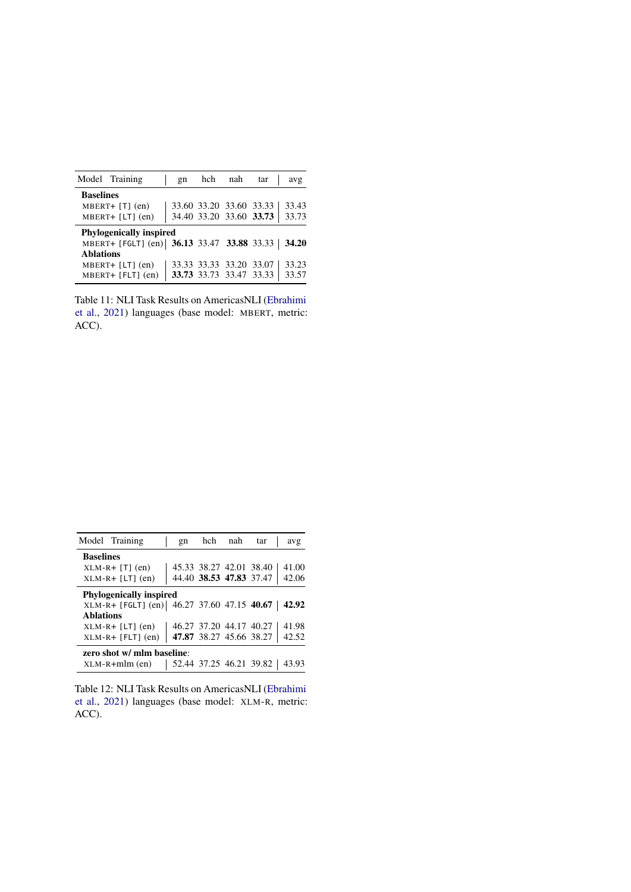| Model Training | gn | hch | nah | tar | avg |
|---|---|---|---|---|---|
| **Baselines** | | | | | |
| MBERT+ [T] (en) | 33.60 | 33.20 | 33.60 | 33.33 | 33.43 |
| MBERT+ [LT] (en) | 34.40 | 33.20 | 33.60 | **33.73** | 33.73 |
| **Phylogenically inspired** | | | | | |
| MBERT+ [FGLT] (en) | **36.13** | 33.47 | **33.88** | 33.33 | **34.20** |
| **Ablations** | | | | | |
| MBERT+ [LT] (en) | 33.33 | 33.33 | 33.20 | 33.07 | 33.23 |
| MBERT+ [FLT] (en) | **33.73** | 33.73 | 33.47 | 33.33 | 33.57 |

Table 11: NLI Task Results on AmericasNLI (Ebrahimi et al., 2021) languages (base model: MBERT, metric: ACC).

| Model Training | gn | hch | nah | tar | avg |
|---|---|---|---|---|---|
| **Baselines** | | | | | |
| XLM-R+ [T] (en) | 45.33 | 38.27 | 42.01 | 38.40 | 41.00 |
| XLM-R+ [LT] (en) | 44.40 | **38.53** | **47.83** | 37.47 | 42.06 |
| **Phylogenically inspired** | | | | | |
| XLM-R+ [FGLT] (en) | 46.27 | 37.60 | 47.15 | **40.67** | **42.92** |
| **Ablations** | | | | | |
| XLM-R+ [LT] (en) | 46.27 | 37.20 | 44.17 | 40.27 | 41.98 |
| XLM-R+ [FLT] (en) | **47.87** | 38.27 | 45.66 | 38.27 | 42.52 |
| **zero shot w/ mlm baseline**: | | | | | |
| XLM-R+mlm (en) | 52.44 | 37.25 | 46.21 | 39.82 | 43.93 |

Table 12: NLI Task Results on AmericasNLI (Ebrahimi et al., 2021) languages (base model: XLM-R, metric: ACC).